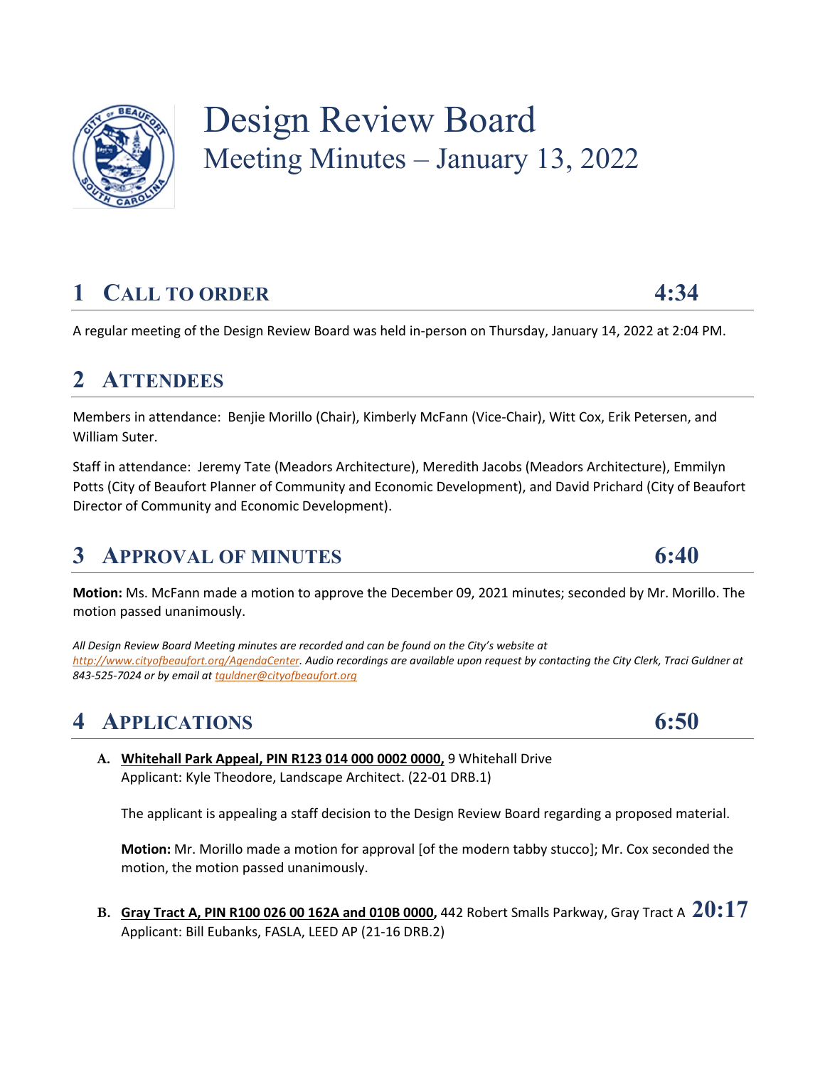# Design Review Board
## Meeting Minutes – January 13, 2022

## 1 CALL TO ORDER 4:34

A regular meeting of the Design Review Board was held in-person on Thursday, January 14, 2022 at 2:04 PM.

## 2 ATTENDEES

Members in attendance: Benjie Morillo (Chair), Kimberly McFann (Vice-Chair), Witt Cox, Erik Petersen, and William Suter.

Staff in attendance: Jeremy Tate (Meadors Architecture), Meredith Jacobs (Meadors Architecture), Emmilyn Potts (City of Beaufort Planner of Community and Economic Development), and David Prichard (City of Beaufort Director of Community and Economic Development).

## 3 APPROVAL OF MINUTES 6:40

**Motion:** Ms. McFann made a motion to approve the December 09, 2021 minutes; seconded by Mr. Morillo. The motion passed unanimously.

*All Design Review Board Meeting minutes are recorded and can be found on the City's website at http://www.cityofbeaufort.org/AgendaCenter. Audio recordings are available upon request by contacting the City Clerk, Traci Guldner at 843-525-7024 or by email at tguldner@cityofbeaufort.org*

## 4 APPLICATIONS 6:50

**A. Whitehall Park Appeal, PIN R123 014 000 0002 0000,** 9 Whitehall Drive
Applicant: Kyle Theodore, Landscape Architect. (22-01 DRB.1)

The applicant is appealing a staff decision to the Design Review Board regarding a proposed material.

**Motion:** Mr. Morillo made a motion for approval [of the modern tabby stucco]; Mr. Cox seconded the motion, the motion passed unanimously.

**B. Gray Tract A, PIN R100 026 00 162A and 010B 0000,** 442 Robert Smalls Parkway, Gray Tract A **20:17**
Applicant: Bill Eubanks, FASLA, LEED AP (21-16 DRB.2)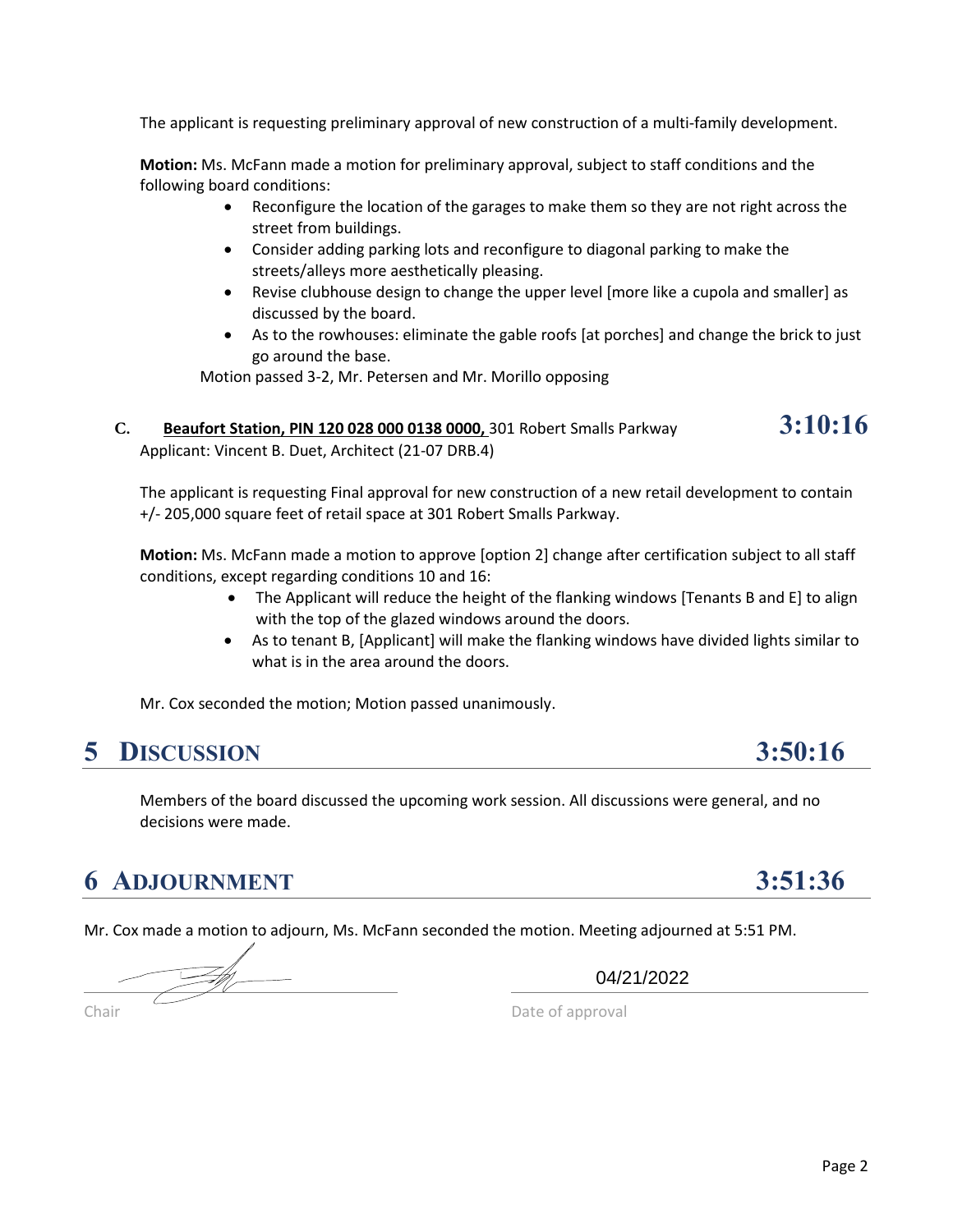The applicant is requesting preliminary approval of new construction of a multi-family development.

**Motion:** Ms. McFann made a motion for preliminary approval, subject to staff conditions and the following board conditions:

- Reconfigure the location of the garages to make them so they are not right across the street from buildings.
- Consider adding parking lots and reconfigure to diagonal parking to make the streets/alleys more aesthetically pleasing.
- Revise clubhouse design to change the upper level [more like a cupola and smaller] as discussed by the board.
- As to the rowhouses: eliminate the gable roofs [at porches] and change the brick to just go around the base.

Motion passed 3-2, Mr. Petersen and Mr. Morillo opposing

**C. Beaufort Station, PIN 120 028 000 0138 0000,** 301 Robert Smalls Parkway **3:10:16**
Applicant: Vincent B. Duet, Architect (21-07 DRB.4)

The applicant is requesting Final approval for new construction of a new retail development to contain +/- 205,000 square feet of retail space at 301 Robert Smalls Parkway.

**Motion:** Ms. McFann made a motion to approve [option 2] change after certification subject to all staff conditions, except regarding conditions 10 and 16:

- The Applicant will reduce the height of the flanking windows [Tenants B and E] to align with the top of the glazed windows around the doors.
- As to tenant B, [Applicant] will make the flanking windows have divided lights similar to what is in the area around the doors.

Mr. Cox seconded the motion; Motion passed unanimously.

# 5 DISCUSSION 3:50:16

Members of the board discussed the upcoming work session. All discussions were general, and no decisions were made.

# 6 ADJOURNMENT 3:51:36

Mr. Cox made a motion to adjourn, Ms. McFann seconded the motion. Meeting adjourned at 5:51 PM.

Chair

04/21/2022

Date of approval